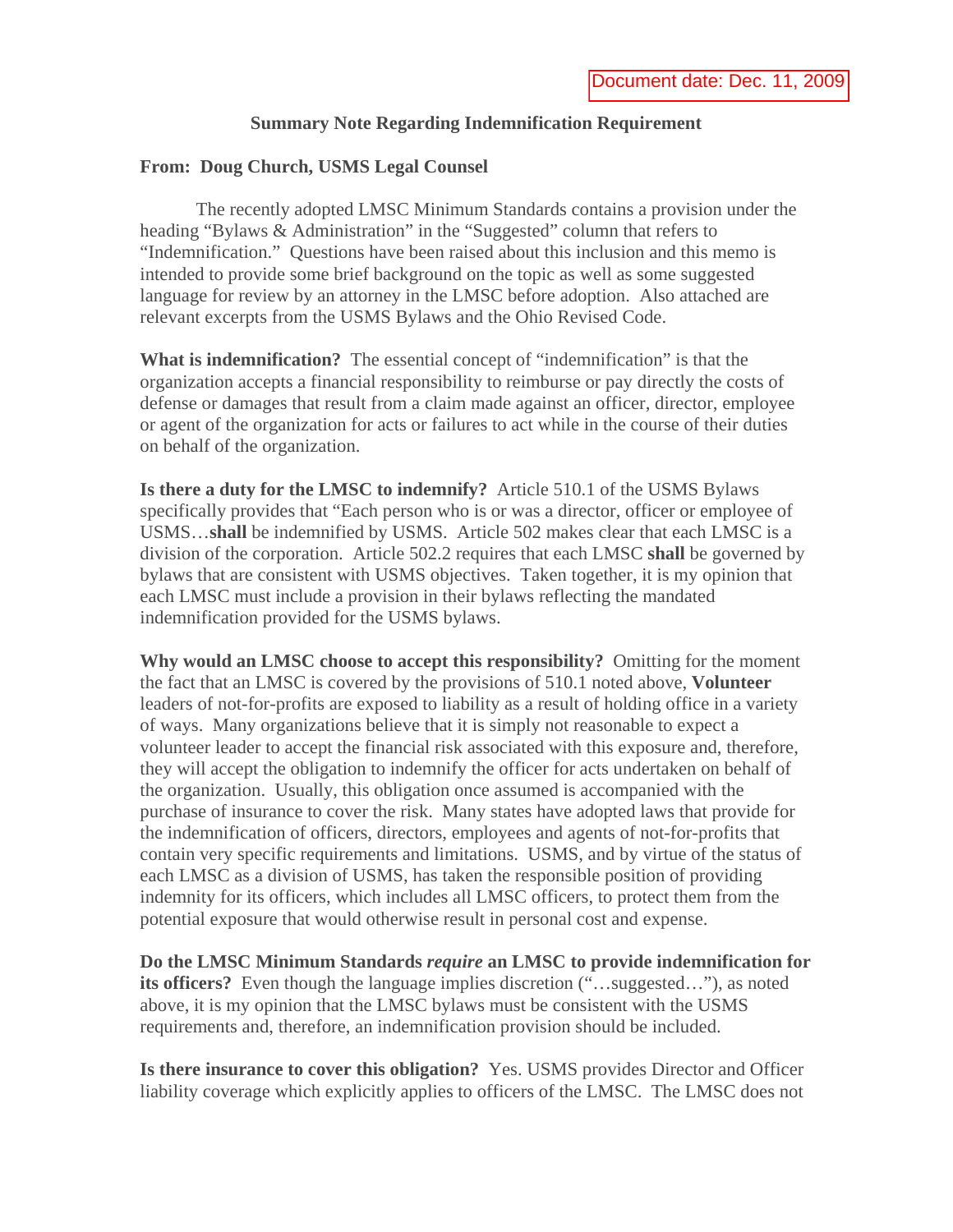Document date: Dec. 11, 2009

## Summary Note Regarding Indemnification Requirement

**From: Doug Church, USMS Legal Counsel**

The recently adopted LMSC Minimum Standards contains a provision under the heading "Bylaws & Administration" in the "Suggested" column that refers to "Indemnification." Questions have been raised about this inclusion and this memo is intended to provide some brief background on the topic as well as some suggested language for review by an attorney in the LMSC before adoption. Also attached are relevant excerpts from the USMS Bylaws and the Ohio Revised Code.

**What is indemnification?** The essential concept of "indemnification" is that the organization accepts a financial responsibility to reimburse or pay directly the costs of defense or damages that result from a claim made against an officer, director, employee or agent of the organization for acts or failures to act while in the course of their duties on behalf of the organization.

**Is there a duty for the LMSC to indemnify?** Article 510.1 of the USMS Bylaws specifically provides that "Each person who is or was a director, officer or employee of USMS…**shall** be indemnified by USMS. Article 502 makes clear that each LMSC is a division of the corporation. Article 502.2 requires that each LMSC **shall** be governed by bylaws that are consistent with USMS objectives. Taken together, it is my opinion that each LMSC must include a provision in their bylaws reflecting the mandated indemnification provided for the USMS bylaws.

**Why would an LMSC choose to accept this responsibility?** Omitting for the moment the fact that an LMSC is covered by the provisions of 510.1 noted above, **Volunteer** leaders of not-for-profits are exposed to liability as a result of holding office in a variety of ways. Many organizations believe that it is simply not reasonable to expect a volunteer leader to accept the financial risk associated with this exposure and, therefore, they will accept the obligation to indemnify the officer for acts undertaken on behalf of the organization. Usually, this obligation once assumed is accompanied with the purchase of insurance to cover the risk. Many states have adopted laws that provide for the indemnification of officers, directors, employees and agents of not-for-profits that contain very specific requirements and limitations. USMS, and by virtue of the status of each LMSC as a division of USMS, has taken the responsible position of providing indemnity for its officers, which includes all LMSC officers, to protect them from the potential exposure that would otherwise result in personal cost and expense.

**Do the LMSC Minimum Standards *require* an LMSC to provide indemnification for its officers?** Even though the language implies discretion ("…suggested…"), as noted above, it is my opinion that the LMSC bylaws must be consistent with the USMS requirements and, therefore, an indemnification provision should be included.

**Is there insurance to cover this obligation?** Yes. USMS provides Director and Officer liability coverage which explicitly applies to officers of the LMSC. The LMSC does not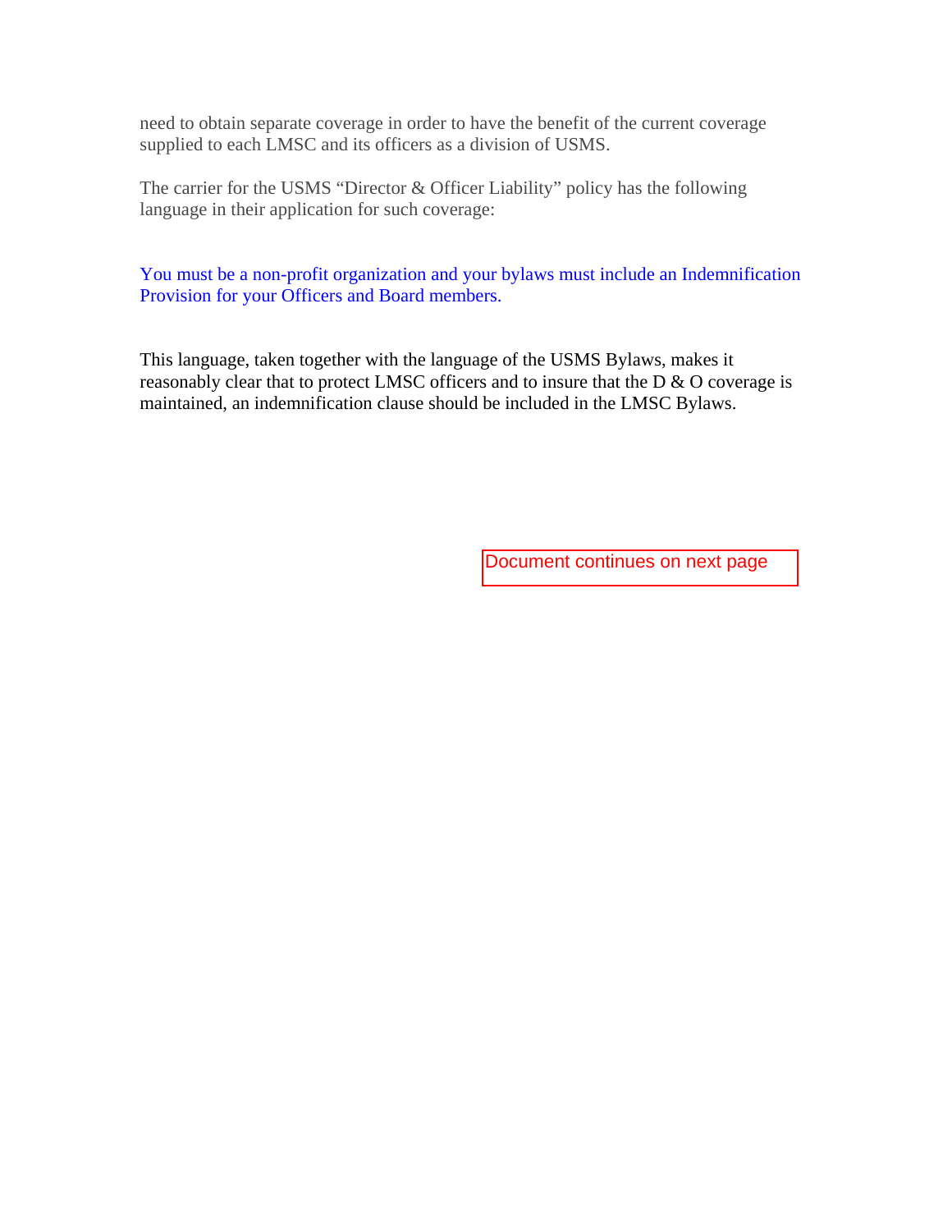need to obtain separate coverage in order to have the benefit of the current coverage supplied to each LMSC and its officers as a division of USMS.

The carrier for the USMS "Director & Officer Liability" policy has the following language in their application for such coverage:

You must be a non-profit organization and your bylaws must include an Indemnification Provision for your Officers and Board members.

This language, taken together with the language of the USMS Bylaws, makes it reasonably clear that to protect LMSC officers and to insure that the D & O coverage is maintained, an indemnification clause should be included in the LMSC Bylaws.

Document continues on next page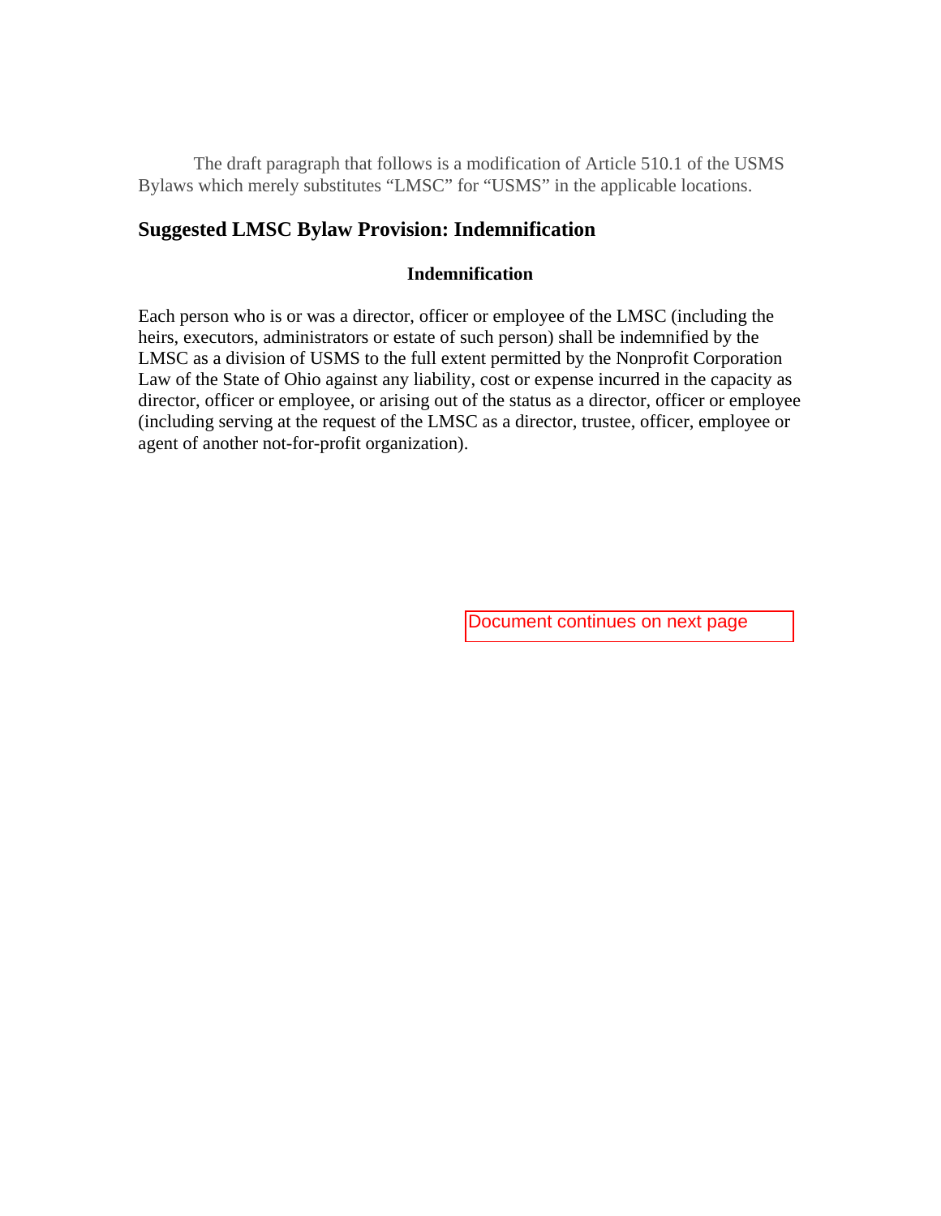The draft paragraph that follows is a modification of Article 510.1 of the USMS Bylaws which merely substitutes “LMSC” for “USMS” in the applicable locations.

## Suggested LMSC Bylaw Provision: Indemnification

### Indemnification

Each person who is or was a director, officer or employee of the LMSC (including the heirs, executors, administrators or estate of such person) shall be indemnified by the LMSC as a division of USMS to the full extent permitted by the Nonprofit Corporation Law of the State of Ohio against any liability, cost or expense incurred in the capacity as director, officer or employee, or arising out of the status as a director, officer or employee (including serving at the request of the LMSC as a director, trustee, officer, employee or agent of another not-for-profit organization).

Document continues on next page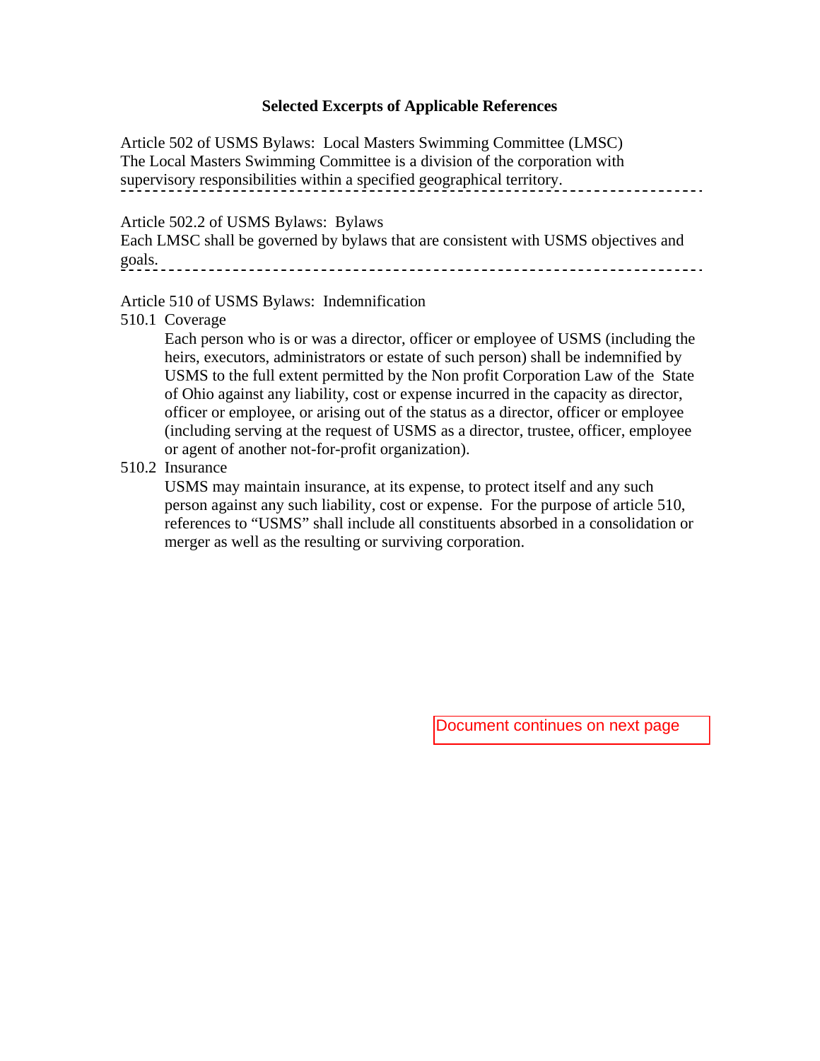## Selected Excerpts of Applicable References

Article 502 of USMS Bylaws: Local Masters Swimming Committee (LMSC)
The Local Masters Swimming Committee is a division of the corporation with supervisory responsibilities within a specified geographical territory.

---

Article 502.2 of USMS Bylaws: Bylaws
Each LMSC shall be governed by bylaws that are consistent with USMS objectives and goals.

---

Article 510 of USMS Bylaws: Indemnification

510.1 Coverage

Each person who is or was a director, officer or employee of USMS (including the heirs, executors, administrators or estate of such person) shall be indemnified by USMS to the full extent permitted by the Non profit Corporation Law of the State of Ohio against any liability, cost or expense incurred in the capacity as director, officer or employee, or arising out of the status as a director, officer or employee (including serving at the request of USMS as a director, trustee, officer, employee or agent of another not-for-profit organization).

510.2 Insurance

USMS may maintain insurance, at its expense, to protect itself and any such person against any such liability, cost or expense. For the purpose of article 510, references to "USMS" shall include all constituents absorbed in a consolidation or merger as well as the resulting or surviving corporation.

Document continues on next page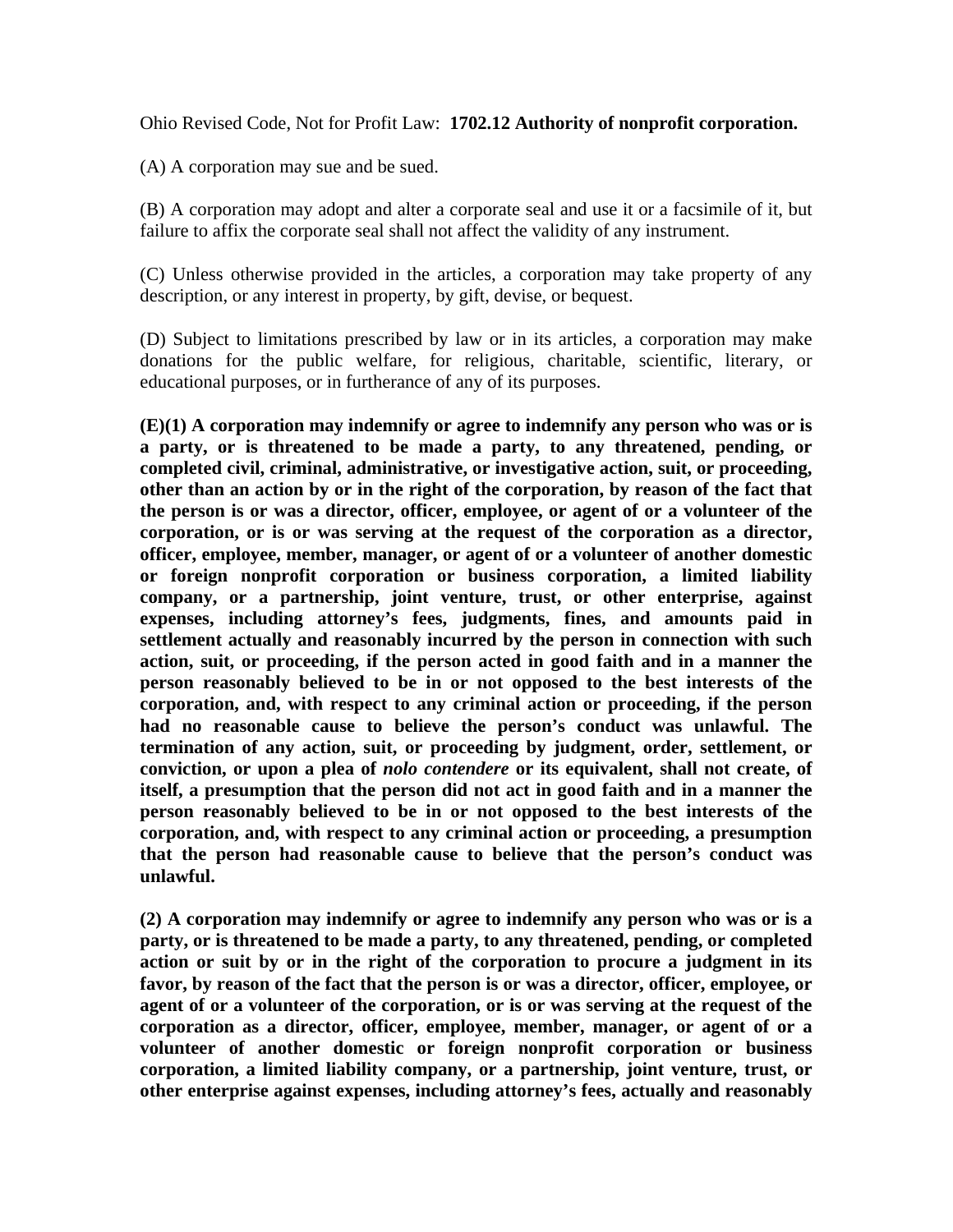Ohio Revised Code, Not for Profit Law: **1702.12 Authority of nonprofit corporation.**

(A) A corporation may sue and be sued.

(B) A corporation may adopt and alter a corporate seal and use it or a facsimile of it, but failure to affix the corporate seal shall not affect the validity of any instrument.

(C) Unless otherwise provided in the articles, a corporation may take property of any description, or any interest in property, by gift, devise, or bequest.

(D) Subject to limitations prescribed by law or in its articles, a corporation may make donations for the public welfare, for religious, charitable, scientific, literary, or educational purposes, or in furtherance of any of its purposes.

**(E)(1) A corporation may indemnify or agree to indemnify any person who was or is a party, or is threatened to be made a party, to any threatened, pending, or completed civil, criminal, administrative, or investigative action, suit, or proceeding, other than an action by or in the right of the corporation, by reason of the fact that the person is or was a director, officer, employee, or agent of or a volunteer of the corporation, or is or was serving at the request of the corporation as a director, officer, employee, member, manager, or agent of or a volunteer of another domestic or foreign nonprofit corporation or business corporation, a limited liability company, or a partnership, joint venture, trust, or other enterprise, against expenses, including attorney's fees, judgments, fines, and amounts paid in settlement actually and reasonably incurred by the person in connection with such action, suit, or proceeding, if the person acted in good faith and in a manner the person reasonably believed to be in or not opposed to the best interests of the corporation, and, with respect to any criminal action or proceeding, if the person had no reasonable cause to believe the person's conduct was unlawful. The termination of any action, suit, or proceeding by judgment, order, settlement, or conviction, or upon a plea of *nolo contendere* or its equivalent, shall not create, of itself, a presumption that the person did not act in good faith and in a manner the person reasonably believed to be in or not opposed to the best interests of the corporation, and, with respect to any criminal action or proceeding, a presumption that the person had reasonable cause to believe that the person's conduct was unlawful.**

**(2) A corporation may indemnify or agree to indemnify any person who was or is a party, or is threatened to be made a party, to any threatened, pending, or completed action or suit by or in the right of the corporation to procure a judgment in its favor, by reason of the fact that the person is or was a director, officer, employee, or agent of or a volunteer of the corporation, or is or was serving at the request of the corporation as a director, officer, employee, member, manager, or agent of or a volunteer of another domestic or foreign nonprofit corporation or business corporation, a limited liability company, or a partnership, joint venture, trust, or other enterprise against expenses, including attorney's fees, actually and reasonably**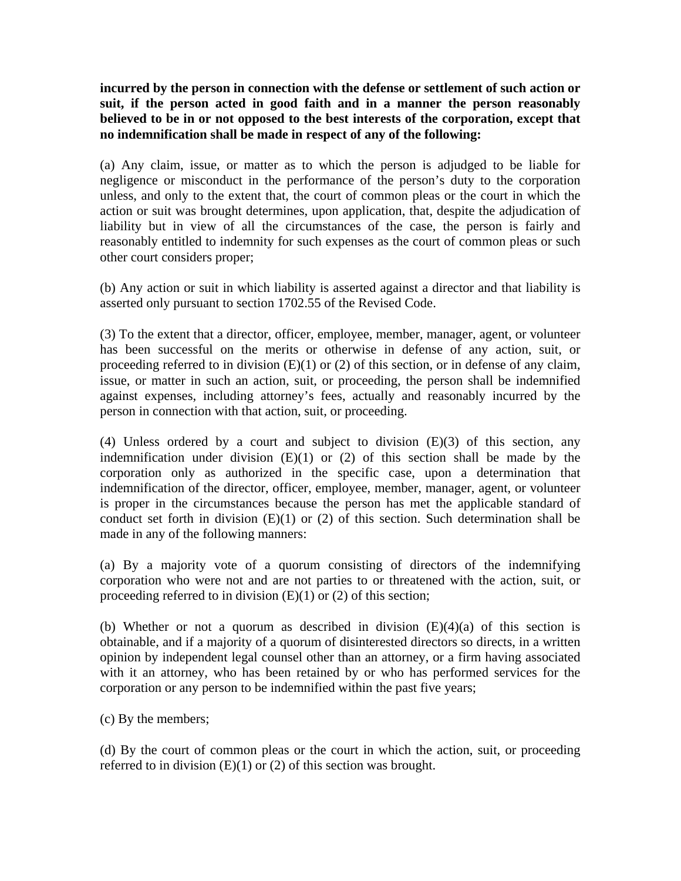**incurred by the person in connection with the defense or settlement of such action or suit, if the person acted in good faith and in a manner the person reasonably believed to be in or not opposed to the best interests of the corporation, except that no indemnification shall be made in respect of any of the following:**

(a) Any claim, issue, or matter as to which the person is adjudged to be liable for negligence or misconduct in the performance of the person's duty to the corporation unless, and only to the extent that, the court of common pleas or the court in which the action or suit was brought determines, upon application, that, despite the adjudication of liability but in view of all the circumstances of the case, the person is fairly and reasonably entitled to indemnity for such expenses as the court of common pleas or such other court considers proper;

(b) Any action or suit in which liability is asserted against a director and that liability is asserted only pursuant to section 1702.55 of the Revised Code.

(3) To the extent that a director, officer, employee, member, manager, agent, or volunteer has been successful on the merits or otherwise in defense of any action, suit, or proceeding referred to in division (E)(1) or (2) of this section, or in defense of any claim, issue, or matter in such an action, suit, or proceeding, the person shall be indemnified against expenses, including attorney's fees, actually and reasonably incurred by the person in connection with that action, suit, or proceeding.

(4) Unless ordered by a court and subject to division (E)(3) of this section, any indemnification under division (E)(1) or (2) of this section shall be made by the corporation only as authorized in the specific case, upon a determination that indemnification of the director, officer, employee, member, manager, agent, or volunteer is proper in the circumstances because the person has met the applicable standard of conduct set forth in division (E)(1) or (2) of this section. Such determination shall be made in any of the following manners:

(a) By a majority vote of a quorum consisting of directors of the indemnifying corporation who were not and are not parties to or threatened with the action, suit, or proceeding referred to in division (E)(1) or (2) of this section;

(b) Whether or not a quorum as described in division (E)(4)(a) of this section is obtainable, and if a majority of a quorum of disinterested directors so directs, in a written opinion by independent legal counsel other than an attorney, or a firm having associated with it an attorney, who has been retained by or who has performed services for the corporation or any person to be indemnified within the past five years;

(c) By the members;

(d) By the court of common pleas or the court in which the action, suit, or proceeding referred to in division (E)(1) or (2) of this section was brought.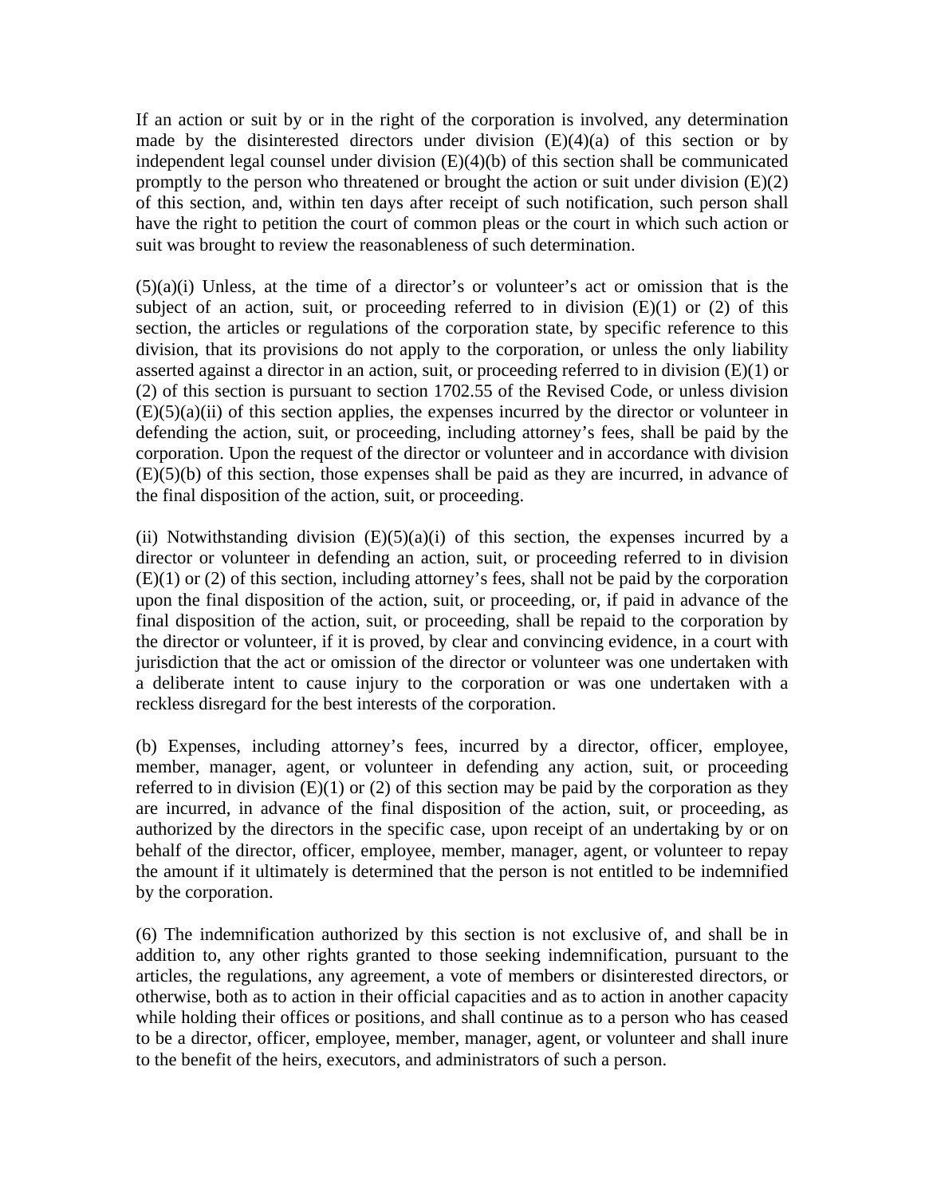If an action or suit by or in the right of the corporation is involved, any determination made by the disinterested directors under division (E)(4)(a) of this section or by independent legal counsel under division (E)(4)(b) of this section shall be communicated promptly to the person who threatened or brought the action or suit under division (E)(2) of this section, and, within ten days after receipt of such notification, such person shall have the right to petition the court of common pleas or the court in which such action or suit was brought to review the reasonableness of such determination.

(5)(a)(i) Unless, at the time of a director's or volunteer's act or omission that is the subject of an action, suit, or proceeding referred to in division (E)(1) or (2) of this section, the articles or regulations of the corporation state, by specific reference to this division, that its provisions do not apply to the corporation, or unless the only liability asserted against a director in an action, suit, or proceeding referred to in division (E)(1) or (2) of this section is pursuant to section 1702.55 of the Revised Code, or unless division (E)(5)(a)(ii) of this section applies, the expenses incurred by the director or volunteer in defending the action, suit, or proceeding, including attorney's fees, shall be paid by the corporation. Upon the request of the director or volunteer and in accordance with division (E)(5)(b) of this section, those expenses shall be paid as they are incurred, in advance of the final disposition of the action, suit, or proceeding.

(ii) Notwithstanding division (E)(5)(a)(i) of this section, the expenses incurred by a director or volunteer in defending an action, suit, or proceeding referred to in division (E)(1) or (2) of this section, including attorney's fees, shall not be paid by the corporation upon the final disposition of the action, suit, or proceeding, or, if paid in advance of the final disposition of the action, suit, or proceeding, shall be repaid to the corporation by the director or volunteer, if it is proved, by clear and convincing evidence, in a court with jurisdiction that the act or omission of the director or volunteer was one undertaken with a deliberate intent to cause injury to the corporation or was one undertaken with a reckless disregard for the best interests of the corporation.

(b) Expenses, including attorney's fees, incurred by a director, officer, employee, member, manager, agent, or volunteer in defending any action, suit, or proceeding referred to in division (E)(1) or (2) of this section may be paid by the corporation as they are incurred, in advance of the final disposition of the action, suit, or proceeding, as authorized by the directors in the specific case, upon receipt of an undertaking by or on behalf of the director, officer, employee, member, manager, agent, or volunteer to repay the amount if it ultimately is determined that the person is not entitled to be indemnified by the corporation.

(6) The indemnification authorized by this section is not exclusive of, and shall be in addition to, any other rights granted to those seeking indemnification, pursuant to the articles, the regulations, any agreement, a vote of members or disinterested directors, or otherwise, both as to action in their official capacities and as to action in another capacity while holding their offices or positions, and shall continue as to a person who has ceased to be a director, officer, employee, member, manager, agent, or volunteer and shall inure to the benefit of the heirs, executors, and administrators of such a person.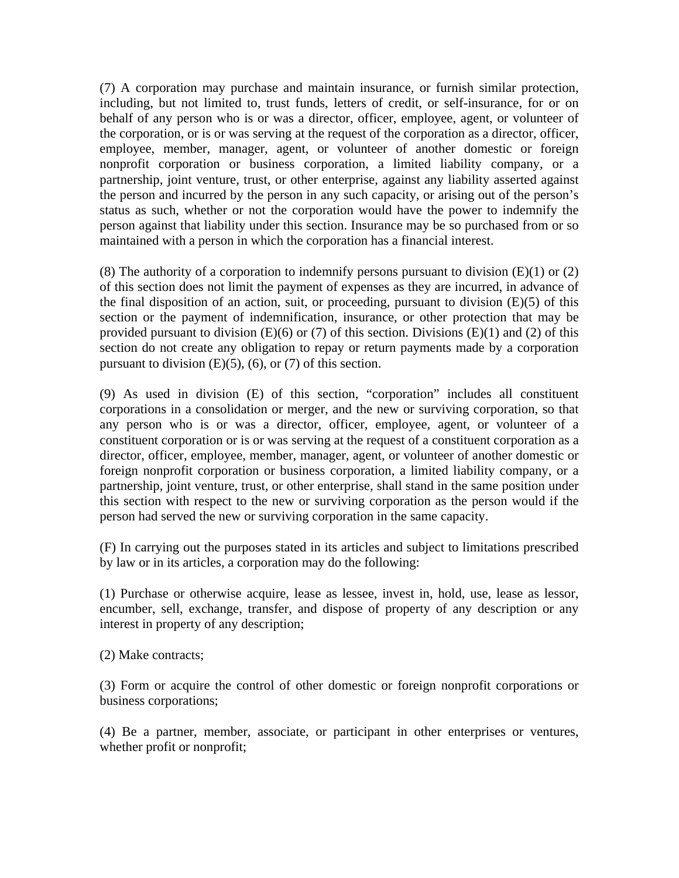(7) A corporation may purchase and maintain insurance, or furnish similar protection, including, but not limited to, trust funds, letters of credit, or self-insurance, for or on behalf of any person who is or was a director, officer, employee, agent, or volunteer of the corporation, or is or was serving at the request of the corporation as a director, officer, employee, member, manager, agent, or volunteer of another domestic or foreign nonprofit corporation or business corporation, a limited liability company, or a partnership, joint venture, trust, or other enterprise, against any liability asserted against the person and incurred by the person in any such capacity, or arising out of the person's status as such, whether or not the corporation would have the power to indemnify the person against that liability under this section. Insurance may be so purchased from or so maintained with a person in which the corporation has a financial interest.

(8) The authority of a corporation to indemnify persons pursuant to division (E)(1) or (2) of this section does not limit the payment of expenses as they are incurred, in advance of the final disposition of an action, suit, or proceeding, pursuant to division (E)(5) of this section or the payment of indemnification, insurance, or other protection that may be provided pursuant to division (E)(6) or (7) of this section. Divisions (E)(1) and (2) of this section do not create any obligation to repay or return payments made by a corporation pursuant to division (E)(5), (6), or (7) of this section.

(9) As used in division (E) of this section, "corporation" includes all constituent corporations in a consolidation or merger, and the new or surviving corporation, so that any person who is or was a director, officer, employee, agent, or volunteer of a constituent corporation or is or was serving at the request of a constituent corporation as a director, officer, employee, member, manager, agent, or volunteer of another domestic or foreign nonprofit corporation or business corporation, a limited liability company, or a partnership, joint venture, trust, or other enterprise, shall stand in the same position under this section with respect to the new or surviving corporation as the person would if the person had served the new or surviving corporation in the same capacity.

(F) In carrying out the purposes stated in its articles and subject to limitations prescribed by law or in its articles, a corporation may do the following:

(1) Purchase or otherwise acquire, lease as lessee, invest in, hold, use, lease as lessor, encumber, sell, exchange, transfer, and dispose of property of any description or any interest in property of any description;

(2) Make contracts;

(3) Form or acquire the control of other domestic or foreign nonprofit corporations or business corporations;

(4) Be a partner, member, associate, or participant in other enterprises or ventures, whether profit or nonprofit;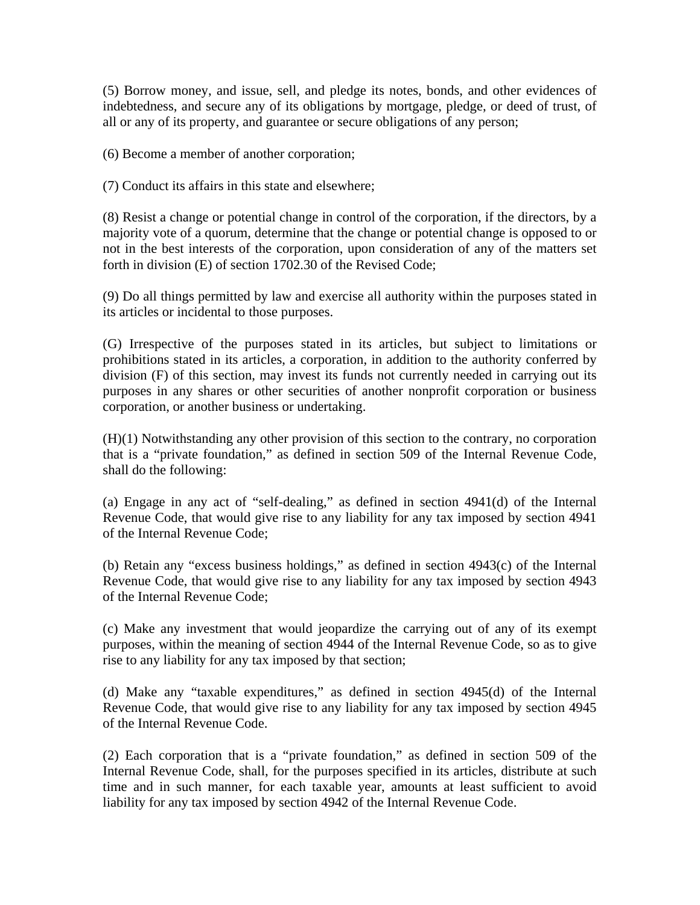(5) Borrow money, and issue, sell, and pledge its notes, bonds, and other evidences of indebtedness, and secure any of its obligations by mortgage, pledge, or deed of trust, of all or any of its property, and guarantee or secure obligations of any person;

(6) Become a member of another corporation;

(7) Conduct its affairs in this state and elsewhere;

(8) Resist a change or potential change in control of the corporation, if the directors, by a majority vote of a quorum, determine that the change or potential change is opposed to or not in the best interests of the corporation, upon consideration of any of the matters set forth in division (E) of section 1702.30 of the Revised Code;

(9) Do all things permitted by law and exercise all authority within the purposes stated in its articles or incidental to those purposes.

(G) Irrespective of the purposes stated in its articles, but subject to limitations or prohibitions stated in its articles, a corporation, in addition to the authority conferred by division (F) of this section, may invest its funds not currently needed in carrying out its purposes in any shares or other securities of another nonprofit corporation or business corporation, or another business or undertaking.

(H)(1) Notwithstanding any other provision of this section to the contrary, no corporation that is a "private foundation," as defined in section 509 of the Internal Revenue Code, shall do the following:

(a) Engage in any act of "self-dealing," as defined in section 4941(d) of the Internal Revenue Code, that would give rise to any liability for any tax imposed by section 4941 of the Internal Revenue Code;

(b) Retain any "excess business holdings," as defined in section 4943(c) of the Internal Revenue Code, that would give rise to any liability for any tax imposed by section 4943 of the Internal Revenue Code;

(c) Make any investment that would jeopardize the carrying out of any of its exempt purposes, within the meaning of section 4944 of the Internal Revenue Code, so as to give rise to any liability for any tax imposed by that section;

(d) Make any "taxable expenditures," as defined in section 4945(d) of the Internal Revenue Code, that would give rise to any liability for any tax imposed by section 4945 of the Internal Revenue Code.

(2) Each corporation that is a "private foundation," as defined in section 509 of the Internal Revenue Code, shall, for the purposes specified in its articles, distribute at such time and in such manner, for each taxable year, amounts at least sufficient to avoid liability for any tax imposed by section 4942 of the Internal Revenue Code.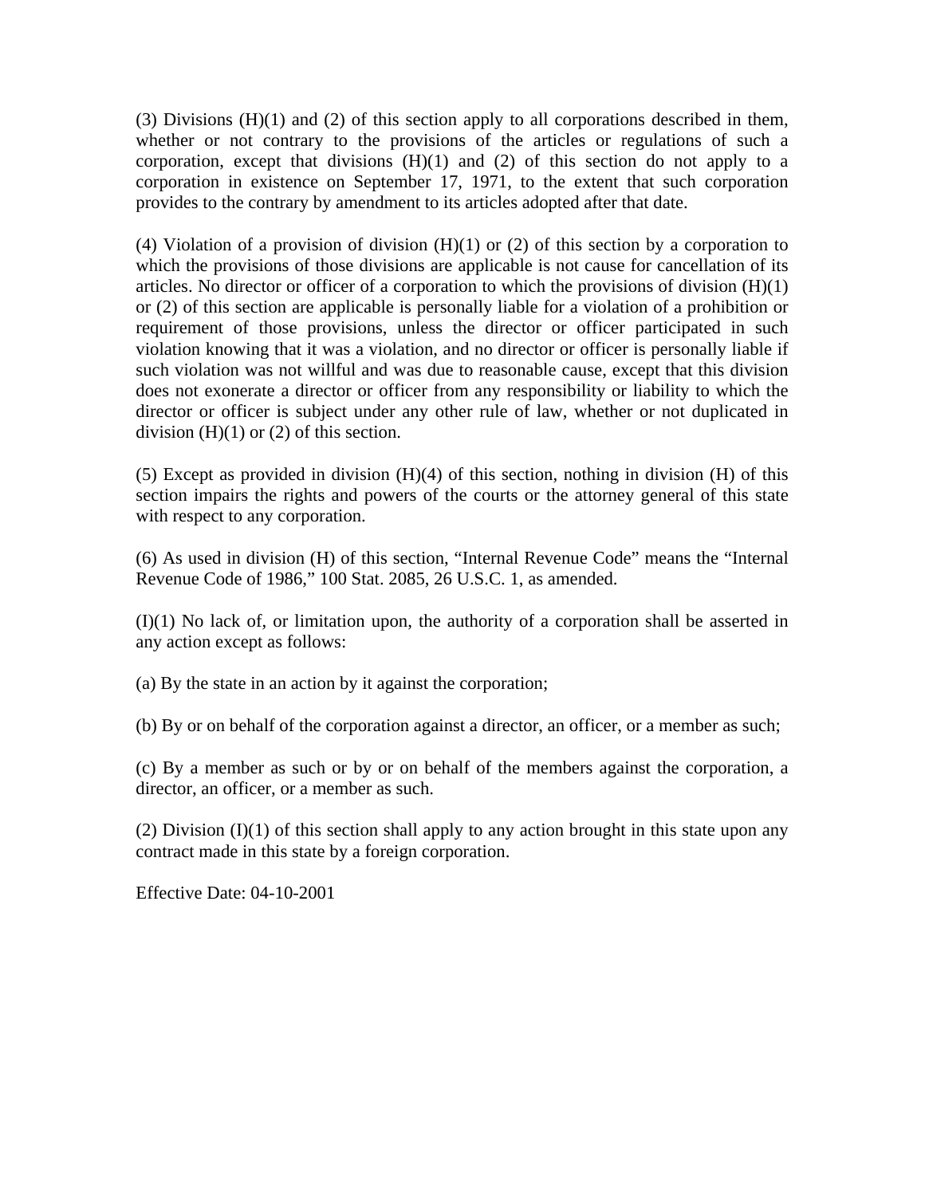(3) Divisions (H)(1) and (2) of this section apply to all corporations described in them, whether or not contrary to the provisions of the articles or regulations of such a corporation, except that divisions (H)(1) and (2) of this section do not apply to a corporation in existence on September 17, 1971, to the extent that such corporation provides to the contrary by amendment to its articles adopted after that date.

(4) Violation of a provision of division (H)(1) or (2) of this section by a corporation to which the provisions of those divisions are applicable is not cause for cancellation of its articles. No director or officer of a corporation to which the provisions of division (H)(1) or (2) of this section are applicable is personally liable for a violation of a prohibition or requirement of those provisions, unless the director or officer participated in such violation knowing that it was a violation, and no director or officer is personally liable if such violation was not willful and was due to reasonable cause, except that this division does not exonerate a director or officer from any responsibility or liability to which the director or officer is subject under any other rule of law, whether or not duplicated in division (H)(1) or (2) of this section.

(5) Except as provided in division (H)(4) of this section, nothing in division (H) of this section impairs the rights and powers of the courts or the attorney general of this state with respect to any corporation.

(6) As used in division (H) of this section, "Internal Revenue Code" means the "Internal Revenue Code of 1986," 100 Stat. 2085, 26 U.S.C. 1, as amended.

(I)(1) No lack of, or limitation upon, the authority of a corporation shall be asserted in any action except as follows:

(a) By the state in an action by it against the corporation;

(b) By or on behalf of the corporation against a director, an officer, or a member as such;

(c) By a member as such or by or on behalf of the members against the corporation, a director, an officer, or a member as such.

(2) Division (I)(1) of this section shall apply to any action brought in this state upon any contract made in this state by a foreign corporation.

Effective Date: 04-10-2001